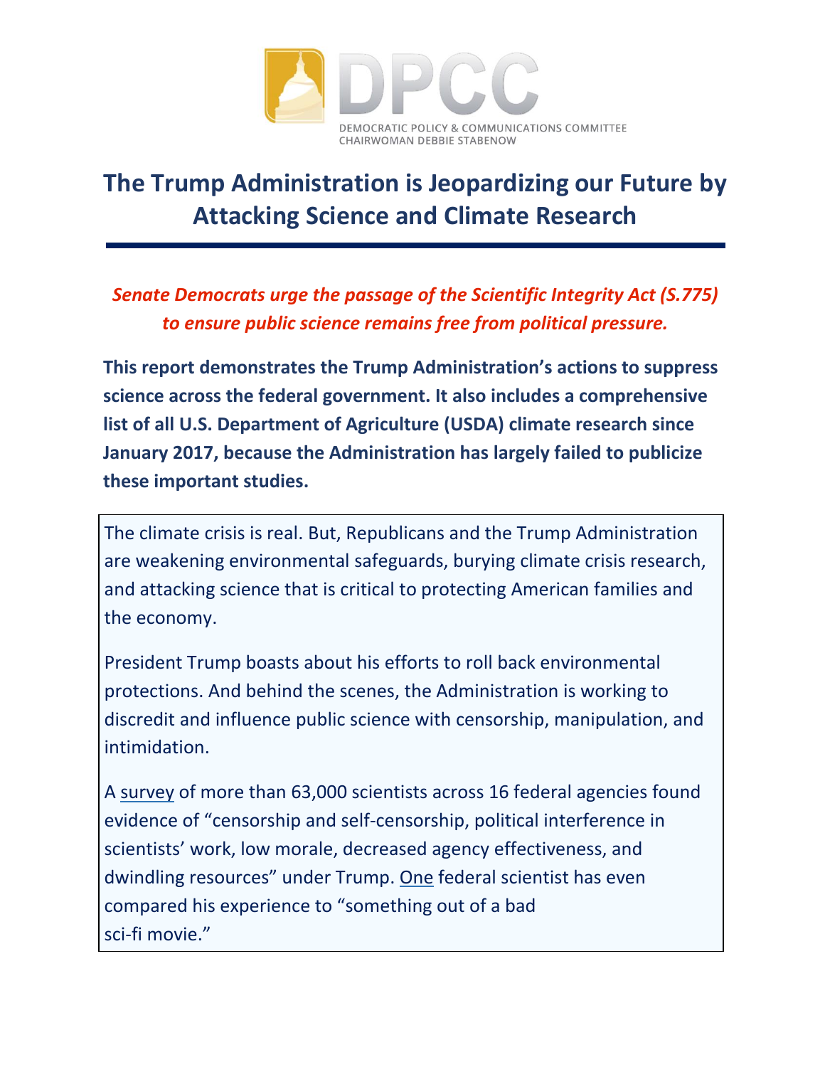DPCC

DEMOCRATIC POLICY & COMMUNICATIONS COMMITTEE
CHAIRWOMAN DEBBIE STABENOW

# The Trump Administration is Jeopardizing our Future by Attacking Science and Climate Research

***Senate Democrats urge the passage of the Scientific Integrity Act (S.775) to ensure public science remains free from political pressure.***

**This report demonstrates the Trump Administration's actions to suppress science across the federal government. It also includes a comprehensive list of all U.S. Department of Agriculture (USDA) climate research since January 2017, because the Administration has largely failed to publicize these important studies.**

The climate crisis is real. But, Republicans and the Trump Administration are weakening environmental safeguards, burying climate crisis research, and attacking science that is critical to protecting American families and the economy.

President Trump boasts about his efforts to roll back environmental protections. And behind the scenes, the Administration is working to discredit and influence public science with censorship, manipulation, and intimidation.

A survey of more than 63,000 scientists across 16 federal agencies found evidence of "censorship and self-censorship, political interference in scientists' work, low morale, decreased agency effectiveness, and dwindling resources" under Trump. One federal scientist has even compared his experience to "something out of a bad sci-fi movie."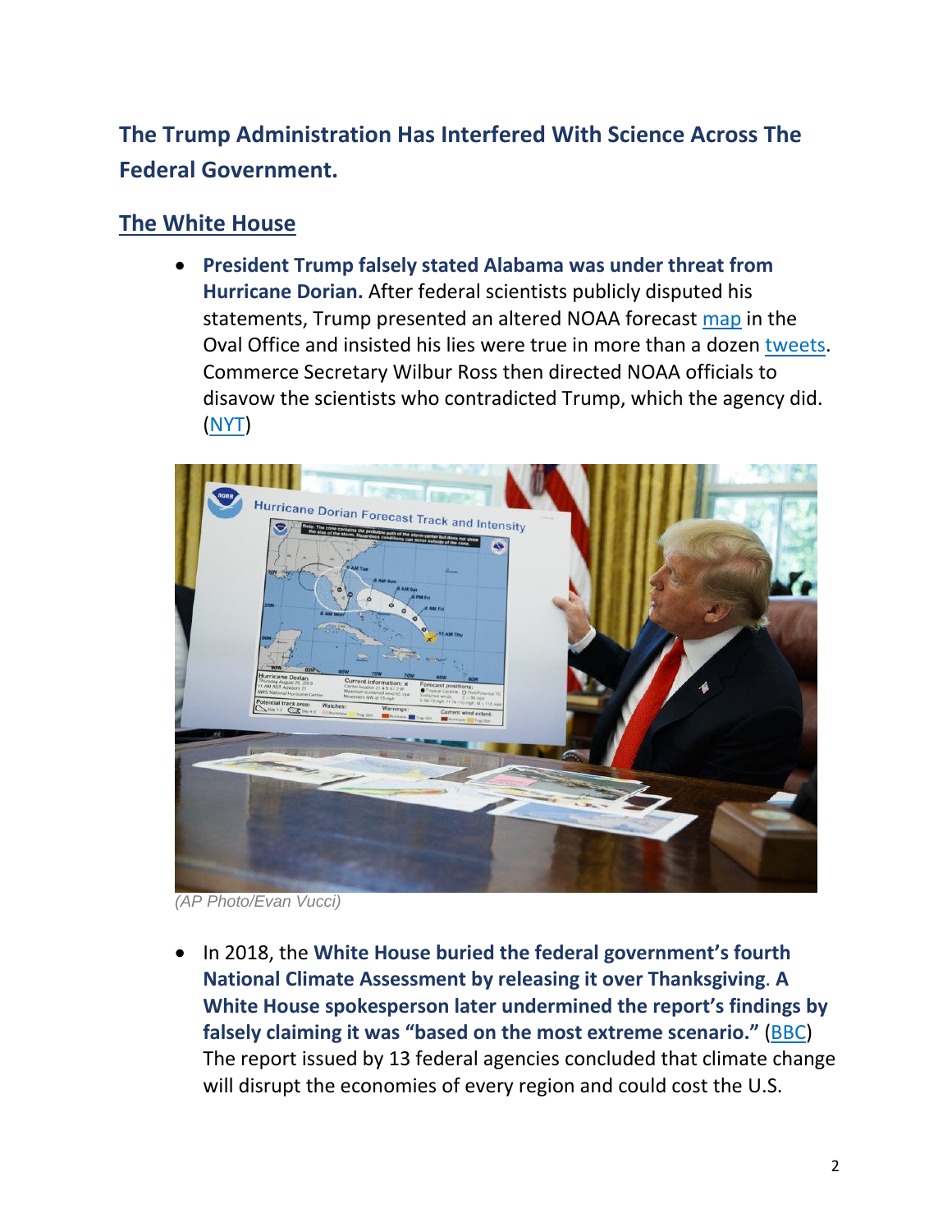## The Trump Administration Has Interfered With Science Across The Federal Government.

### The White House

- **President Trump falsely stated Alabama was under threat from Hurricane Dorian.** After federal scientists publicly disputed his statements, Trump presented an altered NOAA forecast map in the Oval Office and insisted his lies were true in more than a dozen tweets. Commerce Secretary Wilbur Ross then directed NOAA officials to disavow the scientists who contradicted Trump, which the agency did. (NYT)

*(AP Photo/Evan Vucci)*

- In 2018, the **White House buried the federal government's fourth National Climate Assessment by releasing it over Thanksgiving. A White House spokesperson later undermined the report's findings by falsely claiming it was "based on the most extreme scenario."** (BBC) The report issued by 13 federal agencies concluded that climate change will disrupt the economies of every region and could cost the U.S.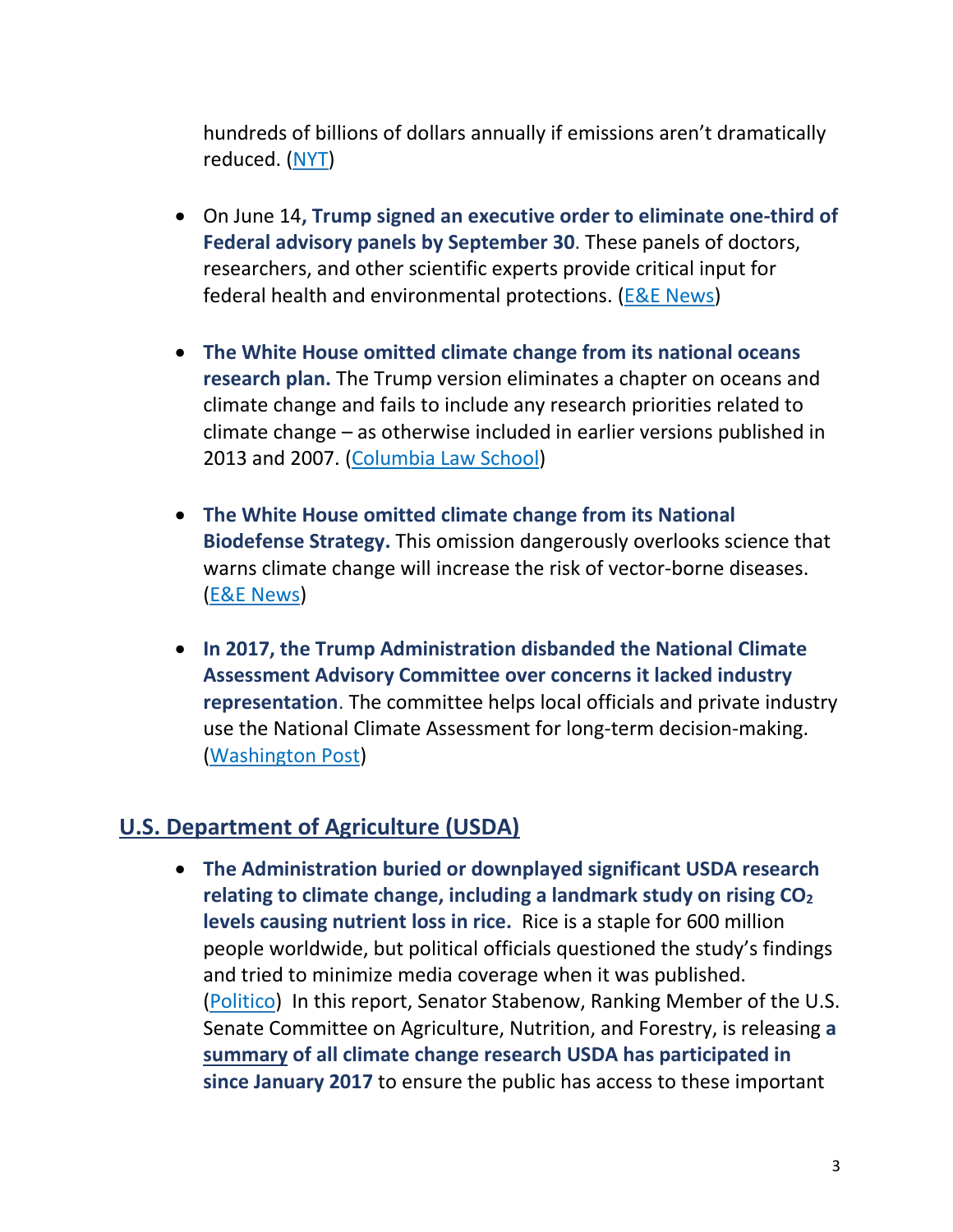hundreds of billions of dollars annually if emissions aren't dramatically reduced. ([NYT](#))

- On June 14, **Trump signed an executive order to eliminate one-third of Federal advisory panels by September 30**. These panels of doctors, researchers, and other scientific experts provide critical input for federal health and environmental protections. ([E&E News](#))

- **The White House omitted climate change from its national oceans research plan.** The Trump version eliminates a chapter on oceans and climate change and fails to include any research priorities related to climate change – as otherwise included in earlier versions published in 2013 and 2007. ([Columbia Law School](#))

- **The White House omitted climate change from its National Biodefense Strategy.** This omission dangerously overlooks science that warns climate change will increase the risk of vector-borne diseases. ([E&E News](#))

- **In 2017, the Trump Administration disbanded the National Climate Assessment Advisory Committee over concerns it lacked industry representation**. The committee helps local officials and private industry use the National Climate Assessment for long-term decision-making. ([Washington Post](#))

## U.S. Department of Agriculture (USDA)

- **The Administration buried or downplayed significant USDA research relating to climate change, including a landmark study on rising $CO_2$ levels causing nutrient loss in rice.** Rice is a staple for 600 million people worldwide, but political officials questioned the study's findings and tried to minimize media coverage when it was published. ([Politico](#)) In this report, Senator Stabenow, Ranking Member of the U.S. Senate Committee on Agriculture, Nutrition, and Forestry, is releasing **a [summary](#) of all climate change research USDA has participated in since January 2017** to ensure the public has access to these important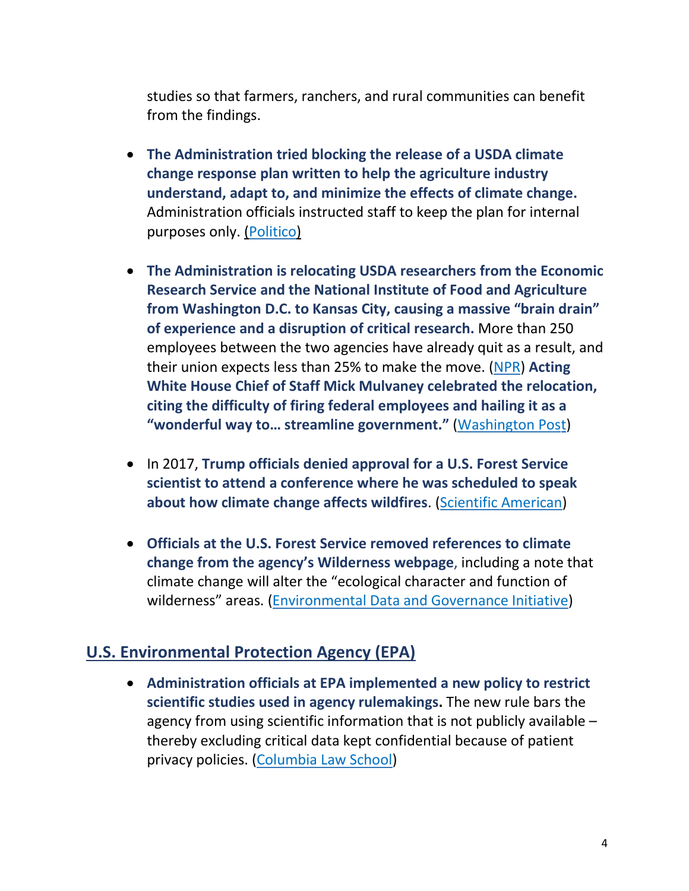studies so that farmers, ranchers, and rural communities can benefit from the findings.

- **The Administration tried blocking the release of a USDA climate change response plan written to help the agriculture industry understand, adapt to, and minimize the effects of climate change.** Administration officials instructed staff to keep the plan for internal purposes only. (Politico)

- **The Administration is relocating USDA researchers from the Economic Research Service and the National Institute of Food and Agriculture from Washington D.C. to Kansas City, causing a massive "brain drain" of experience and a disruption of critical research.** More than 250 employees between the two agencies have already quit as a result, and their union expects less than 25% to make the move. (NPR) **Acting White House Chief of Staff Mick Mulvaney celebrated the relocation, citing the difficulty of firing federal employees and hailing it as a "wonderful way to… streamline government."** (Washington Post)

- In 2017, **Trump officials denied approval for a U.S. Forest Service scientist to attend a conference where he was scheduled to speak about how climate change affects wildfires**. (Scientific American)

- **Officials at the U.S. Forest Service removed references to climate change from the agency's Wilderness webpage**, including a note that climate change will alter the "ecological character and function of wilderness" areas. (Environmental Data and Governance Initiative)

## U.S. Environmental Protection Agency (EPA)

- **Administration officials at EPA implemented a new policy to restrict scientific studies used in agency rulemakings.** The new rule bars the agency from using scientific information that is not publicly available – thereby excluding critical data kept confidential because of patient privacy policies. (Columbia Law School)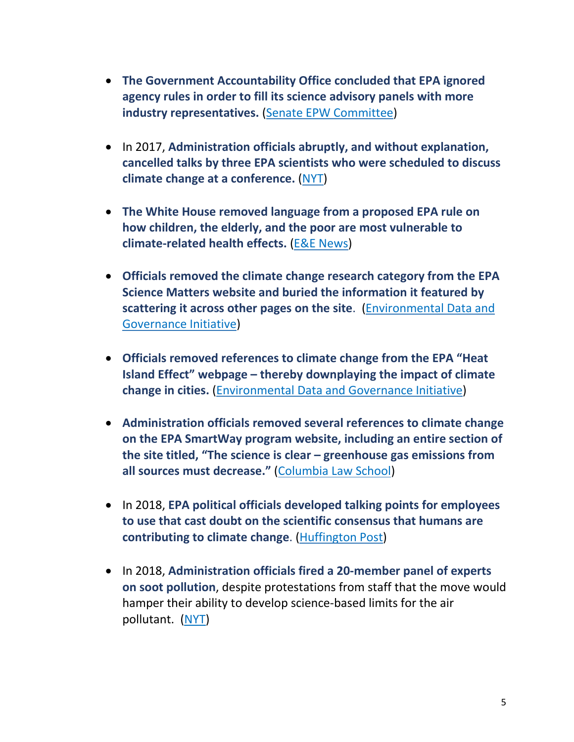- **The Government Accountability Office concluded that EPA ignored agency rules in order to fill its science advisory panels with more industry representatives.** (Senate EPW Committee)

- In 2017, **Administration officials abruptly, and without explanation, cancelled talks by three EPA scientists who were scheduled to discuss climate change at a conference.** (NYT)

- **The White House removed language from a proposed EPA rule on how children, the elderly, and the poor are most vulnerable to climate-related health effects.** (E&E News)

- **Officials removed the climate change research category from the EPA Science Matters website and buried the information it featured by scattering it across other pages on the site**. (Environmental Data and Governance Initiative)

- **Officials removed references to climate change from the EPA "Heat Island Effect" webpage – thereby downplaying the impact of climate change in cities.** (Environmental Data and Governance Initiative)

- **Administration officials removed several references to climate change on the EPA SmartWay program website, including an entire section of the site titled, "The science is clear – greenhouse gas emissions from all sources must decrease."** (Columbia Law School)

- In 2018, **EPA political officials developed talking points for employees to use that cast doubt on the scientific consensus that humans are contributing to climate change**. (Huffington Post)

- In 2018, **Administration officials fired a 20-member panel of experts on soot pollution**, despite protestations from staff that the move would hamper their ability to develop science-based limits for the air pollutant. (NYT)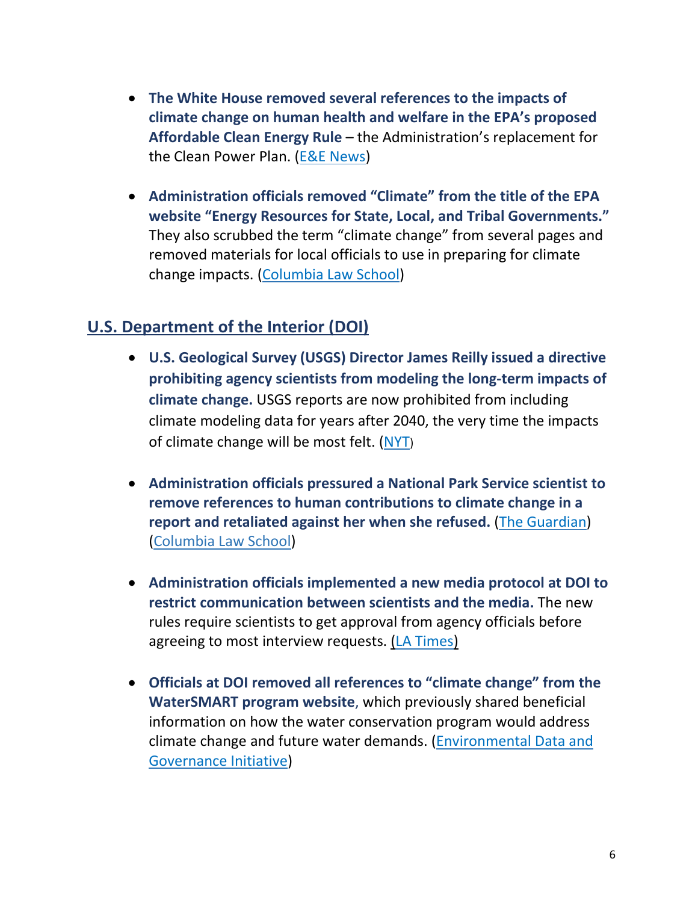- **The White House removed several references to the impacts of climate change on human health and welfare in the EPA's proposed Affordable Clean Energy Rule** – the Administration's replacement for the Clean Power Plan. (E&E News)

- **Administration officials removed "Climate" from the title of the EPA website "Energy Resources for State, Local, and Tribal Governments."** They also scrubbed the term "climate change" from several pages and removed materials for local officials to use in preparing for climate change impacts. (Columbia Law School)

## U.S. Department of the Interior (DOI)

- **U.S. Geological Survey (USGS) Director James Reilly issued a directive prohibiting agency scientists from modeling the long-term impacts of climate change.** USGS reports are now prohibited from including climate modeling data for years after 2040, the very time the impacts of climate change will be most felt. (NYT)

- **Administration officials pressured a National Park Service scientist to remove references to human contributions to climate change in a report and retaliated against her when she refused.** (The Guardian) (Columbia Law School)

- **Administration officials implemented a new media protocol at DOI to restrict communication between scientists and the media.** The new rules require scientists to get approval from agency officials before agreeing to most interview requests. (LA Times)

- **Officials at DOI removed all references to "climate change" from the WaterSMART program website**, which previously shared beneficial information on how the water conservation program would address climate change and future water demands. (Environmental Data and Governance Initiative)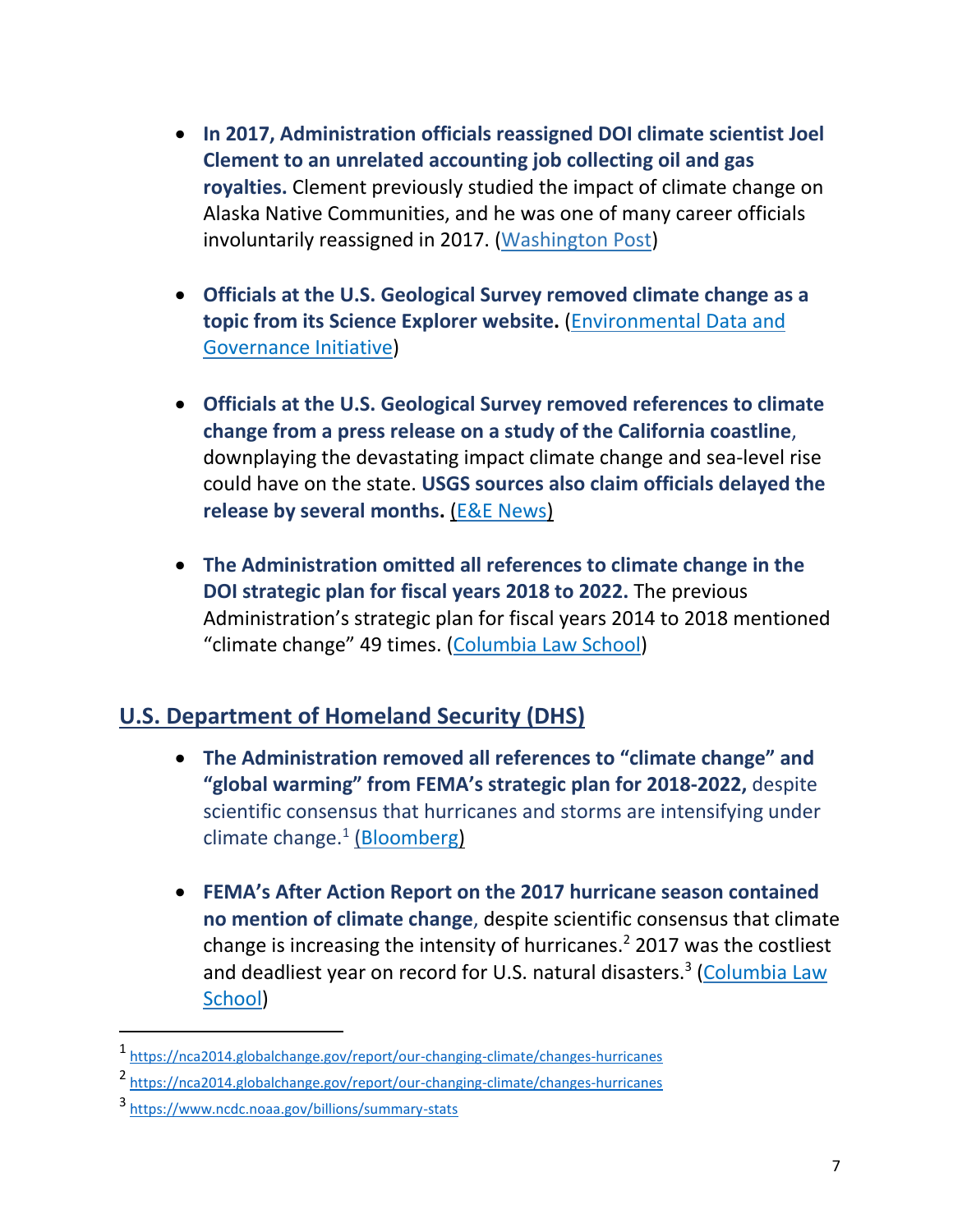- **In 2017, Administration officials reassigned DOI climate scientist Joel Clement to an unrelated accounting job collecting oil and gas royalties.** Clement previously studied the impact of climate change on Alaska Native Communities, and he was one of many career officials involuntarily reassigned in 2017. ([Washington Post](#))

- **Officials at the U.S. Geological Survey removed climate change as a topic from its Science Explorer website.** ([Environmental Data and Governance Initiative](#))

- **Officials at the U.S. Geological Survey removed references to climate change from a press release on a study of the California coastline**, downplaying the devastating impact climate change and sea-level rise could have on the state. **USGS sources also claim officials delayed the release by several months.** ([E&E News](#))

- **The Administration omitted all references to climate change in the DOI strategic plan for fiscal years 2018 to 2022.** The previous Administration's strategic plan for fiscal years 2014 to 2018 mentioned "climate change" 49 times. ([Columbia Law School](#))

## U.S. Department of Homeland Security (DHS)

- **The Administration removed all references to "climate change" and "global warming" from FEMA's strategic plan for 2018-2022,** despite scientific consensus that hurricanes and storms are intensifying under climate change.[1] ([Bloomberg](#))

- **FEMA's After Action Report on the 2017 hurricane season contained no mention of climate change**, despite scientific consensus that climate change is increasing the intensity of hurricanes.[2] 2017 was the costliest and deadliest year on record for U.S. natural disasters.[3] ([Columbia Law School](#))

---

[1] https://nca2014.globalchange.gov/report/our-changing-climate/changes-hurricanes

[2] https://nca2014.globalchange.gov/report/our-changing-climate/changes-hurricanes

[3] https://www.ncdc.noaa.gov/billions/summary-stats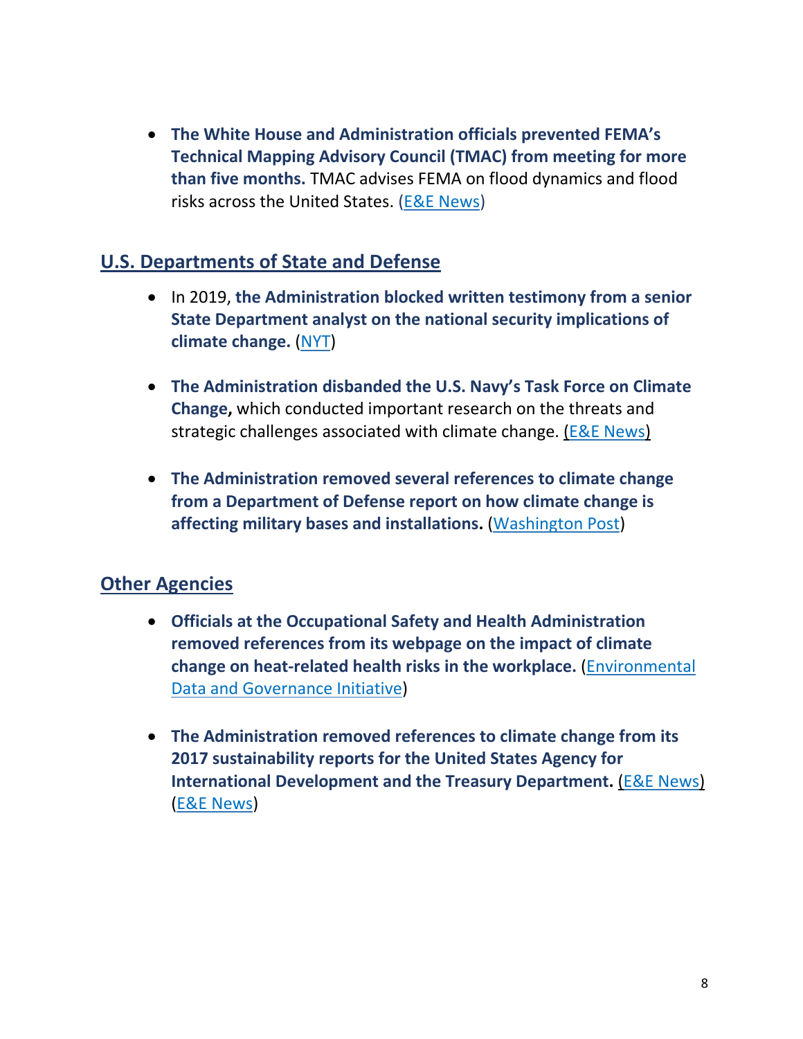- **The White House and Administration officials prevented FEMA's Technical Mapping Advisory Council (TMAC) from meeting for more than five months.** TMAC advises FEMA on flood dynamics and flood risks across the United States. (E&E News)

## U.S. Departments of State and Defense

- In 2019, **the Administration blocked written testimony from a senior State Department analyst on the national security implications of climate change.** (NYT)

- **The Administration disbanded the U.S. Navy's Task Force on Climate Change,** which conducted important research on the threats and strategic challenges associated with climate change. (E&E News)

- **The Administration removed several references to climate change from a Department of Defense report on how climate change is affecting military bases and installations.** (Washington Post)

## Other Agencies

- **Officials at the Occupational Safety and Health Administration removed references from its webpage on the impact of climate change on heat-related health risks in the workplace.** (Environmental Data and Governance Initiative)

- **The Administration removed references to climate change from its 2017 sustainability reports for the United States Agency for International Development and the Treasury Department.** (E&E News) (E&E News)